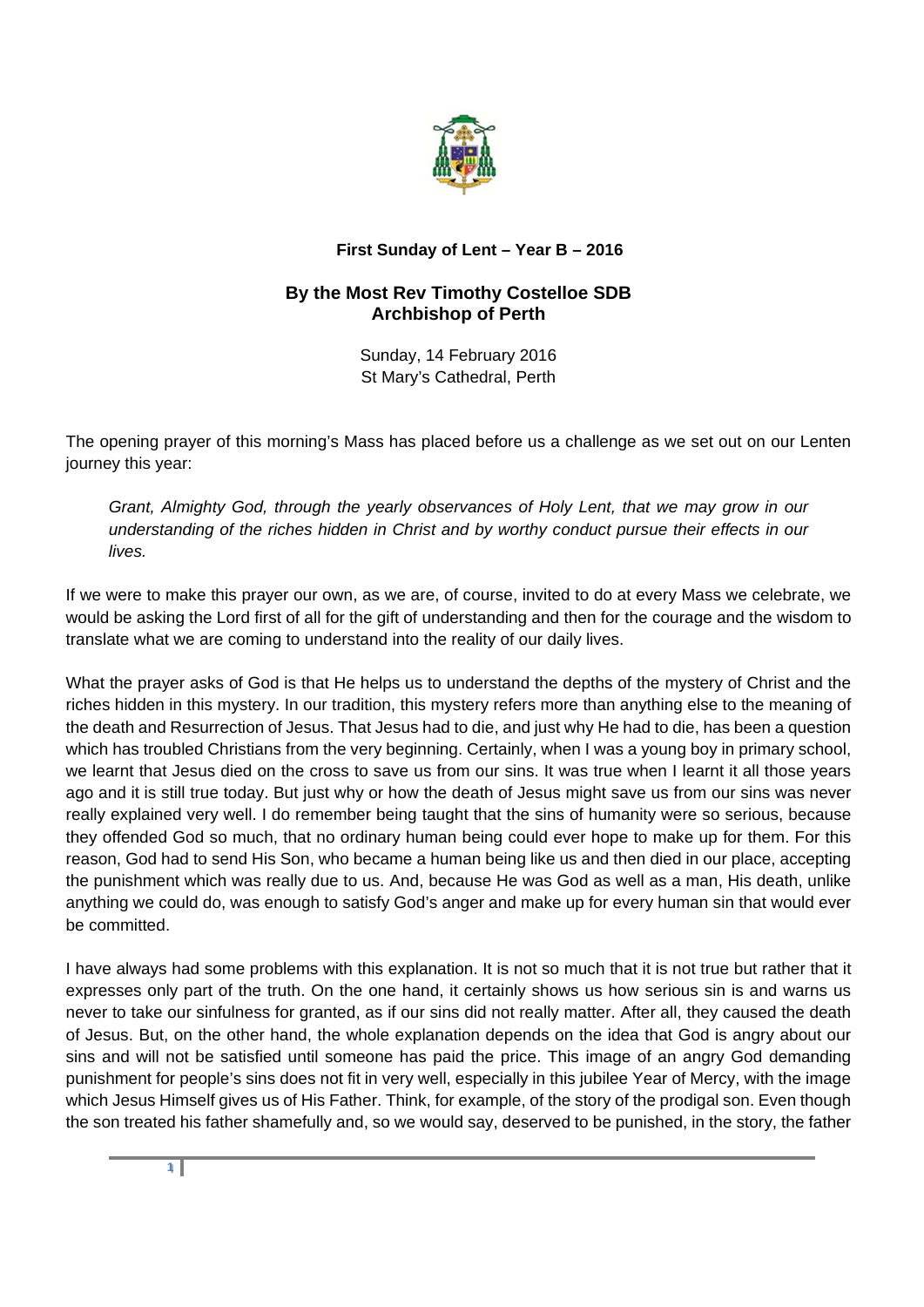**First Sunday of Lent – Year B – 2016**

**By the Most Rev Timothy Costelloe SDB**
**Archbishop of Perth**

Sunday, 14 February 2016
St Mary's Cathedral, Perth

The opening prayer of this morning's Mass has placed before us a challenge as we set out on our Lenten journey this year:

> *Grant, Almighty God, through the yearly observances of Holy Lent, that we may grow in our understanding of the riches hidden in Christ and by worthy conduct pursue their effects in our lives.*

If we were to make this prayer our own, as we are, of course, invited to do at every Mass we celebrate, we would be asking the Lord first of all for the gift of understanding and then for the courage and the wisdom to translate what we are coming to understand into the reality of our daily lives.

What the prayer asks of God is that He helps us to understand the depths of the mystery of Christ and the riches hidden in this mystery. In our tradition, this mystery refers more than anything else to the meaning of the death and Resurrection of Jesus. That Jesus had to die, and just why He had to die, has been a question which has troubled Christians from the very beginning. Certainly, when I was a young boy in primary school, we learnt that Jesus died on the cross to save us from our sins. It was true when I learnt it all those years ago and it is still true today. But just why or how the death of Jesus might save us from our sins was never really explained very well. I do remember being taught that the sins of humanity were so serious, because they offended God so much, that no ordinary human being could ever hope to make up for them. For this reason, God had to send His Son, who became a human being like us and then died in our place, accepting the punishment which was really due to us. And, because He was God as well as a man, His death, unlike anything we could do, was enough to satisfy God's anger and make up for every human sin that would ever be committed.

I have always had some problems with this explanation. It is not so much that it is not true but rather that it expresses only part of the truth. On the one hand, it certainly shows us how serious sin is and warns us never to take our sinfulness for granted, as if our sins did not really matter. After all, they caused the death of Jesus. But, on the other hand, the whole explanation depends on the idea that God is angry about our sins and will not be satisfied until someone has paid the price. This image of an angry God demanding punishment for people's sins does not fit in very well, especially in this jubilee Year of Mercy, with the image which Jesus Himself gives us of His Father. Think, for example, of the story of the prodigal son. Even though the son treated his father shamefully and, so we would say, deserved to be punished, in the story, the father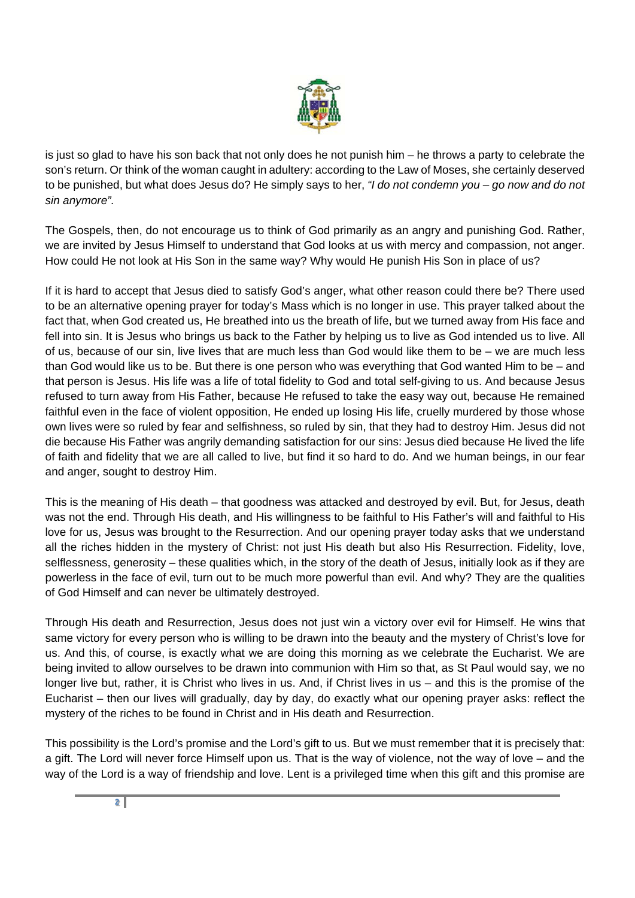is just so glad to have his son back that not only does he not punish him – he throws a party to celebrate the son's return. Or think of the woman caught in adultery: according to the Law of Moses, she certainly deserved to be punished, but what does Jesus do? He simply says to her, *"I do not condemn you – go now and do not sin anymore"*.

The Gospels, then, do not encourage us to think of God primarily as an angry and punishing God. Rather, we are invited by Jesus Himself to understand that God looks at us with mercy and compassion, not anger. How could He not look at His Son in the same way? Why would He punish His Son in place of us?

If it is hard to accept that Jesus died to satisfy God's anger, what other reason could there be? There used to be an alternative opening prayer for today's Mass which is no longer in use. This prayer talked about the fact that, when God created us, He breathed into us the breath of life, but we turned away from His face and fell into sin. It is Jesus who brings us back to the Father by helping us to live as God intended us to live. All of us, because of our sin, live lives that are much less than God would like them to be – we are much less than God would like us to be. But there is one person who was everything that God wanted Him to be – and that person is Jesus. His life was a life of total fidelity to God and total self-giving to us. And because Jesus refused to turn away from His Father, because He refused to take the easy way out, because He remained faithful even in the face of violent opposition, He ended up losing His life, cruelly murdered by those whose own lives were so ruled by fear and selfishness, so ruled by sin, that they had to destroy Him. Jesus did not die because His Father was angrily demanding satisfaction for our sins: Jesus died because He lived the life of faith and fidelity that we are all called to live, but find it so hard to do. And we human beings, in our fear and anger, sought to destroy Him.

This is the meaning of His death – that goodness was attacked and destroyed by evil. But, for Jesus, death was not the end. Through His death, and His willingness to be faithful to His Father's will and faithful to His love for us, Jesus was brought to the Resurrection. And our opening prayer today asks that we understand all the riches hidden in the mystery of Christ: not just His death but also His Resurrection. Fidelity, love, selflessness, generosity – these qualities which, in the story of the death of Jesus, initially look as if they are powerless in the face of evil, turn out to be much more powerful than evil. And why? They are the qualities of God Himself and can never be ultimately destroyed.

Through His death and Resurrection, Jesus does not just win a victory over evil for Himself. He wins that same victory for every person who is willing to be drawn into the beauty and the mystery of Christ's love for us. And this, of course, is exactly what we are doing this morning as we celebrate the Eucharist. We are being invited to allow ourselves to be drawn into communion with Him so that, as St Paul would say, we no longer live but, rather, it is Christ who lives in us. And, if Christ lives in us – and this is the promise of the Eucharist – then our lives will gradually, day by day, do exactly what our opening prayer asks: reflect the mystery of the riches to be found in Christ and in His death and Resurrection.

This possibility is the Lord's promise and the Lord's gift to us. But we must remember that it is precisely that: a gift. The Lord will never force Himself upon us. That is the way of violence, not the way of love – and the way of the Lord is a way of friendship and love. Lent is a privileged time when this gift and this promise are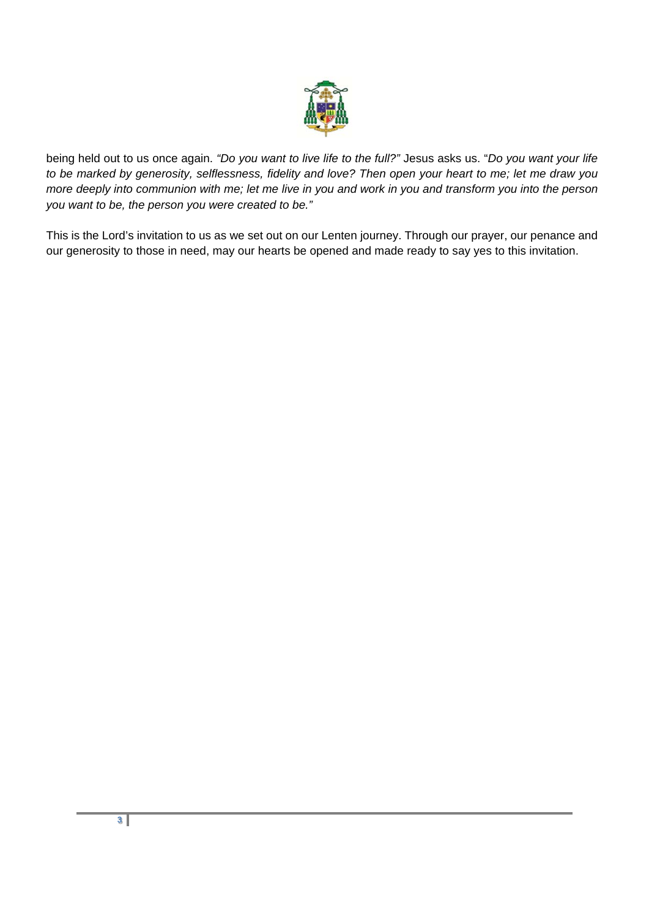being held out to us once again. *"Do you want to live life to the full?"* Jesus asks us. "*Do you want your life to be marked by generosity, selflessness, fidelity and love? Then open your heart to me; let me draw you more deeply into communion with me; let me live in you and work in you and transform you into the person you want to be, the person you were created to be."*

This is the Lord's invitation to us as we set out on our Lenten journey. Through our prayer, our penance and our generosity to those in need, may our hearts be opened and made ready to say yes to this invitation.